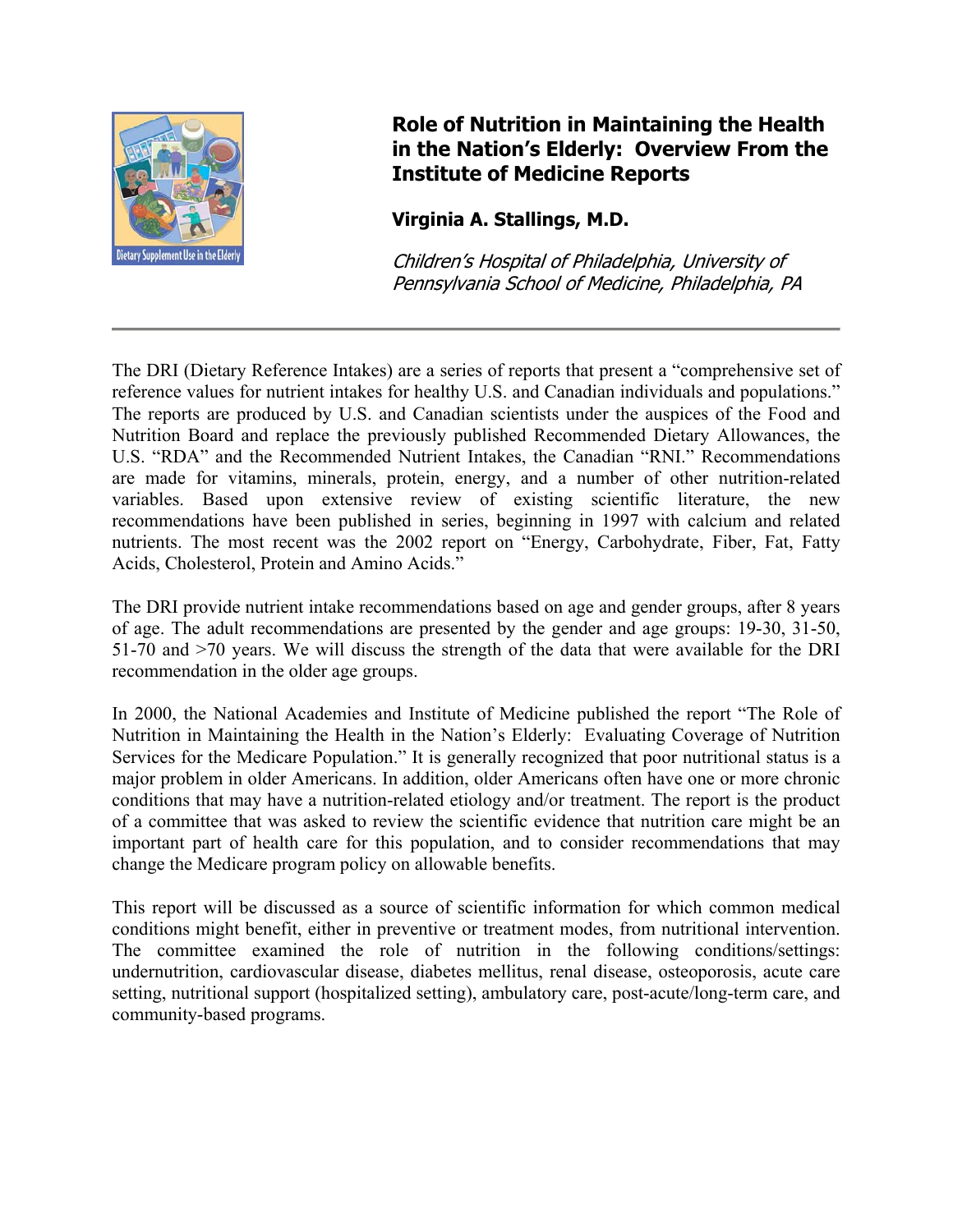# Role of Nutrition in Maintaining the Health in the Nation's Elderly: Overview From the Institute of Medicine Reports

**Virginia A. Stallings, M.D.**

*Children's Hospital of Philadelphia, University of Pennsylvania School of Medicine, Philadelphia, PA*

---

The DRI (Dietary Reference Intakes) are a series of reports that present a "comprehensive set of reference values for nutrient intakes for healthy U.S. and Canadian individuals and populations." The reports are produced by U.S. and Canadian scientists under the auspices of the Food and Nutrition Board and replace the previously published Recommended Dietary Allowances, the U.S. "RDA" and the Recommended Nutrient Intakes, the Canadian "RNI." Recommendations are made for vitamins, minerals, protein, energy, and a number of other nutrition-related variables. Based upon extensive review of existing scientific literature, the new recommendations have been published in series, beginning in 1997 with calcium and related nutrients. The most recent was the 2002 report on "Energy, Carbohydrate, Fiber, Fat, Fatty Acids, Cholesterol, Protein and Amino Acids."

The DRI provide nutrient intake recommendations based on age and gender groups, after 8 years of age. The adult recommendations are presented by the gender and age groups: 19-30, 31-50, 51-70 and >70 years. We will discuss the strength of the data that were available for the DRI recommendation in the older age groups.

In 2000, the National Academies and Institute of Medicine published the report "The Role of Nutrition in Maintaining the Health in the Nation's Elderly: Evaluating Coverage of Nutrition Services for the Medicare Population." It is generally recognized that poor nutritional status is a major problem in older Americans. In addition, older Americans often have one or more chronic conditions that may have a nutrition-related etiology and/or treatment. The report is the product of a committee that was asked to review the scientific evidence that nutrition care might be an important part of health care for this population, and to consider recommendations that may change the Medicare program policy on allowable benefits.

This report will be discussed as a source of scientific information for which common medical conditions might benefit, either in preventive or treatment modes, from nutritional intervention. The committee examined the role of nutrition in the following conditions/settings: undernutrition, cardiovascular disease, diabetes mellitus, renal disease, osteoporosis, acute care setting, nutritional support (hospitalized setting), ambulatory care, post-acute/long-term care, and community-based programs.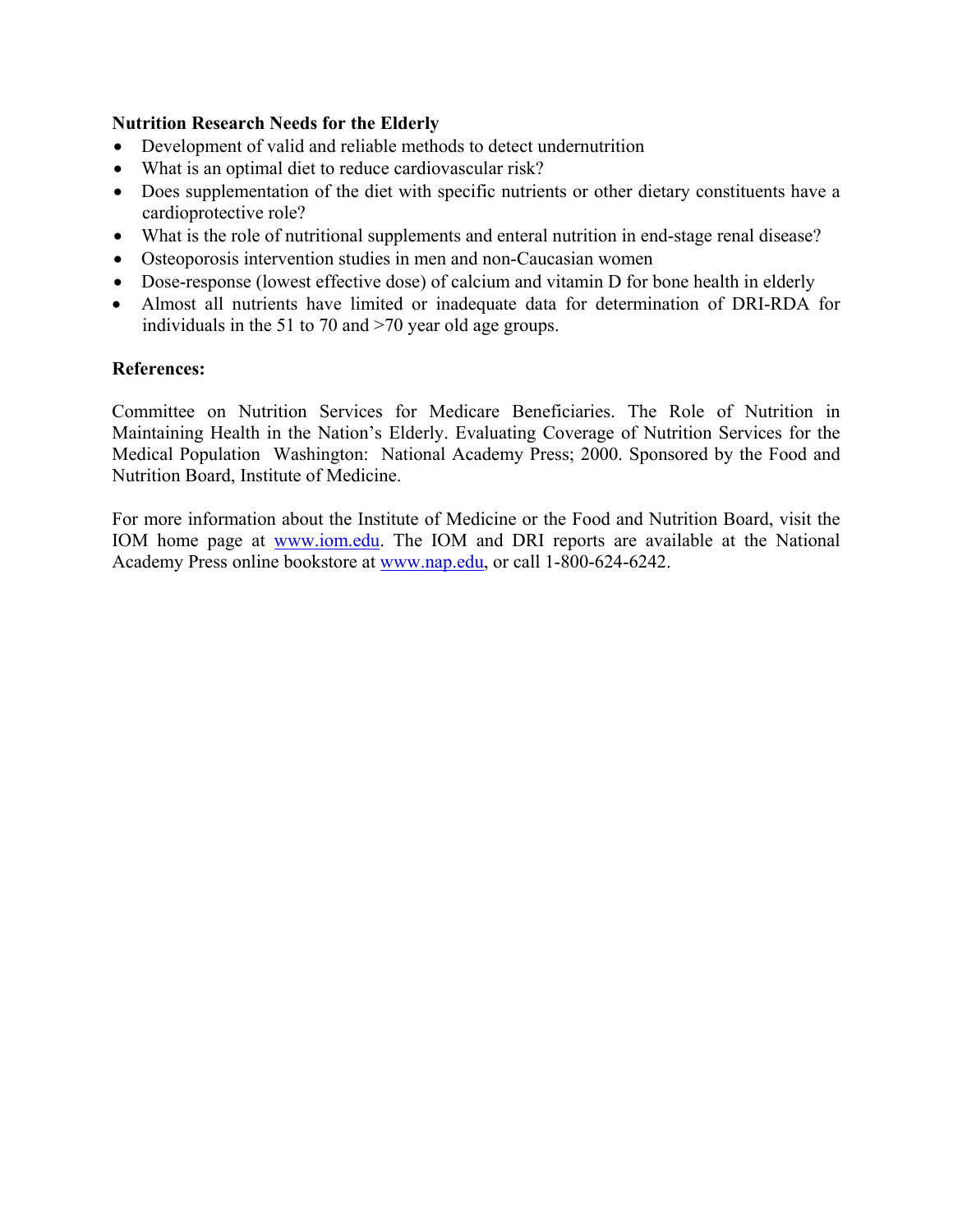**Nutrition Research Needs for the Elderly**

- Development of valid and reliable methods to detect undernutrition
- What is an optimal diet to reduce cardiovascular risk?
- Does supplementation of the diet with specific nutrients or other dietary constituents have a cardioprotective role?
- What is the role of nutritional supplements and enteral nutrition in end-stage renal disease?
- Osteoporosis intervention studies in men and non-Caucasian women
- Dose-response (lowest effective dose) of calcium and vitamin D for bone health in elderly
- Almost all nutrients have limited or inadequate data for determination of DRI-RDA for individuals in the 51 to 70 and >70 year old age groups.

**References:**

Committee on Nutrition Services for Medicare Beneficiaries. The Role of Nutrition in Maintaining Health in the Nation's Elderly. Evaluating Coverage of Nutrition Services for the Medical Population Washington: National Academy Press; 2000. Sponsored by the Food and Nutrition Board, Institute of Medicine.

For more information about the Institute of Medicine or the Food and Nutrition Board, visit the IOM home page at [www.iom.edu](http://www.iom.edu). The IOM and DRI reports are available at the National Academy Press online bookstore at [www.nap.edu](http://www.nap.edu), or call 1-800-624-6242.